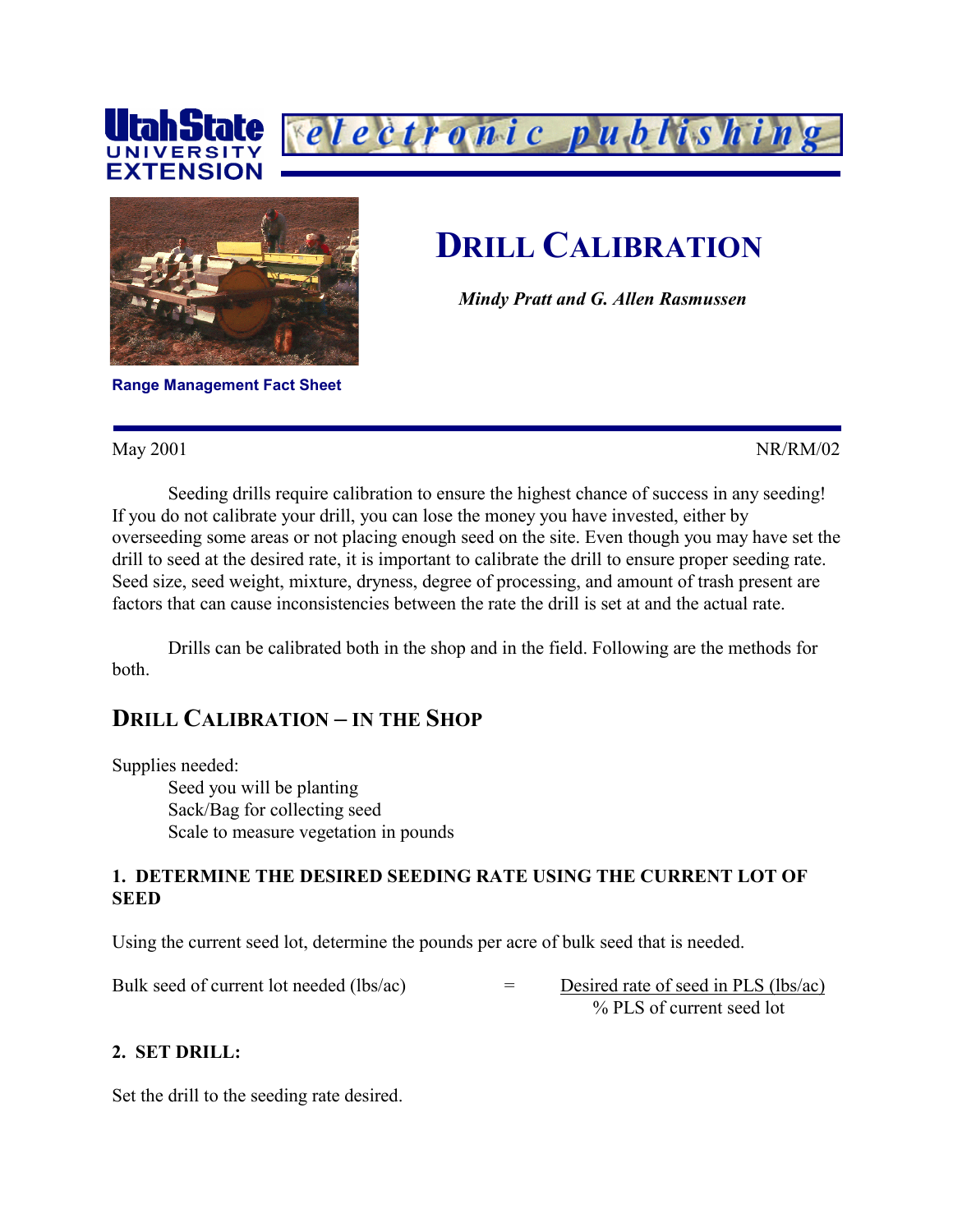Utah State UNIVERSITY EXTENSION

electronic publishing

# DRILL CALIBRATION

***Mindy Pratt and G. Allen Rasmussen***

**Range Management Fact Sheet**

May 2001 NR/RM/02

Seeding drills require calibration to ensure the highest chance of success in any seeding! If you do not calibrate your drill, you can lose the money you have invested, either by overseeding some areas or not placing enough seed on the site. Even though you may have set the drill to seed at the desired rate, it is important to calibrate the drill to ensure proper seeding rate. Seed size, seed weight, mixture, dryness, degree of processing, and amount of trash present are factors that can cause inconsistencies between the rate the drill is set at and the actual rate.

Drills can be calibrated both in the shop and in the field. Following are the methods for both.

## DRILL CALIBRATION – IN THE SHOP

Supplies needed:

- Seed you will be planting
- Sack/Bag for collecting seed
- Scale to measure vegetation in pounds

### 1. DETERMINE THE DESIRED SEEDING RATE USING THE CURRENT LOT OF SEED

Using the current seed lot, determine the pounds per acre of bulk seed that is needed.

$$\text{Bulk seed of current lot needed (lbs/ac)} = \frac{\text{Desired rate of seed in PLS (lbs/ac)}}{\text{\% PLS of current seed lot}}$$

### 2. SET DRILL:

Set the drill to the seeding rate desired.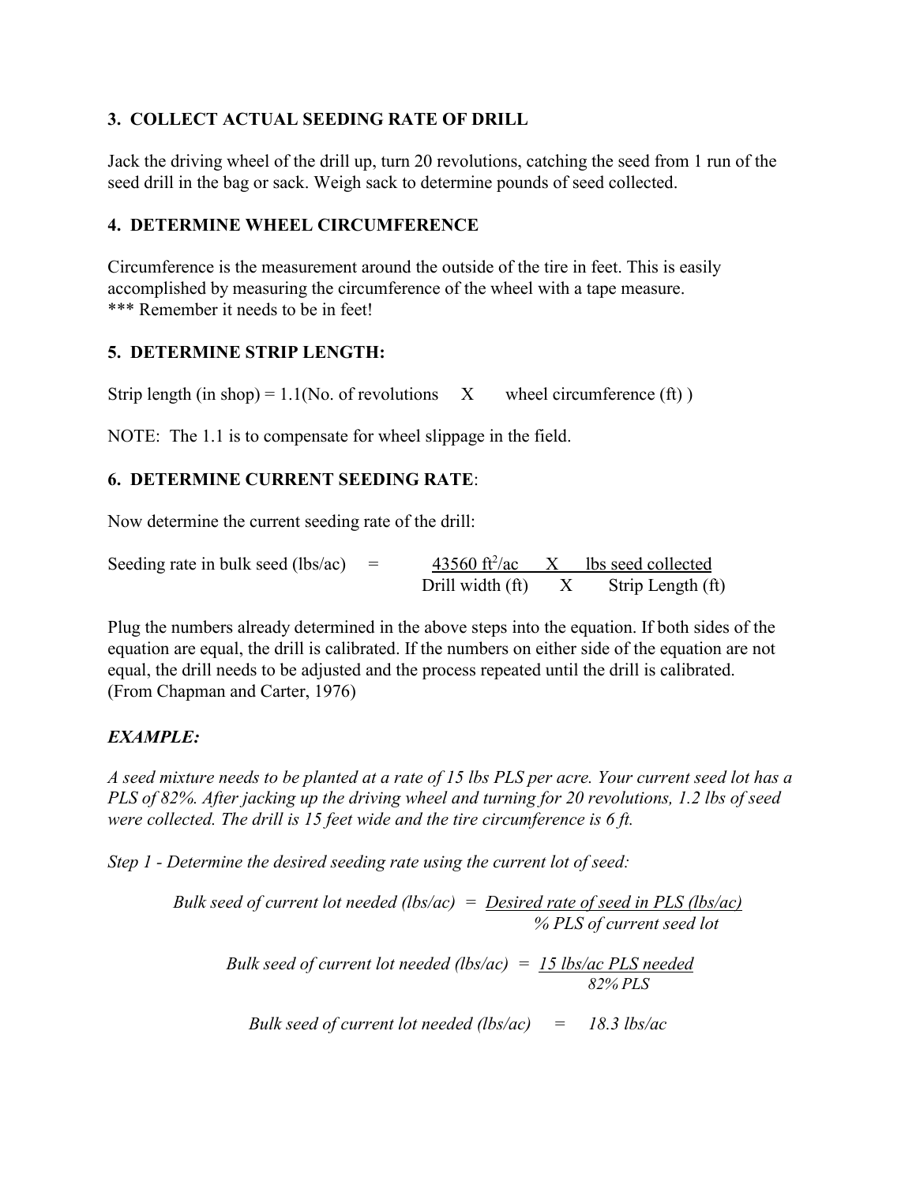### 3. COLLECT ACTUAL SEEDING RATE OF DRILL

Jack the driving wheel of the drill up, turn 20 revolutions, catching the seed from 1 run of the seed drill in the bag or sack. Weigh sack to determine pounds of seed collected.

### 4. DETERMINE WHEEL CIRCUMFERENCE

Circumference is the measurement around the outside of the tire in feet. This is easily accomplished by measuring the circumference of the wheel with a tape measure.
*** Remember it needs to be in feet!

### 5. DETERMINE STRIP LENGTH:

Strip length (in shop) = 1.1(No. of revolutions X wheel circumference (ft) )

NOTE: The 1.1 is to compensate for wheel slippage in the field.

### 6. DETERMINE CURRENT SEEDING RATE:

Now determine the current seeding rate of the drill:

$$\text{Seeding rate in bulk seed (lbs/ac)} = \frac{43560\ \text{ft}^2\text{/ac} \times \text{lbs seed collected}}{\text{Drill width (ft)} \times \text{Strip Length (ft)}}$$

Plug the numbers already determined in the above steps into the equation. If both sides of the equation are equal, the drill is calibrated. If the numbers on either side of the equation are not equal, the drill needs to be adjusted and the process repeated until the drill is calibrated. (From Chapman and Carter, 1976)

***EXAMPLE:***

*A seed mixture needs to be planted at a rate of 15 lbs PLS per acre. Your current seed lot has a PLS of 82%. After jacking up the driving wheel and turning for 20 revolutions, 1.2 lbs of seed were collected. The drill is 15 feet wide and the tire circumference is 6 ft.*

*Step 1 - Determine the desired seeding rate using the current lot of seed:*

$$\text{Bulk seed of current lot needed (lbs/ac)} = \frac{\text{Desired rate of seed in PLS (lbs/ac)}}{\text{\% PLS of current seed lot}}$$

$$\text{Bulk seed of current lot needed (lbs/ac)} = \frac{\text{15 lbs/ac PLS needed}}{\text{82\% PLS}}$$

$$\text{Bulk seed of current lot needed (lbs/ac)} = 18.3\ \text{lbs/ac}$$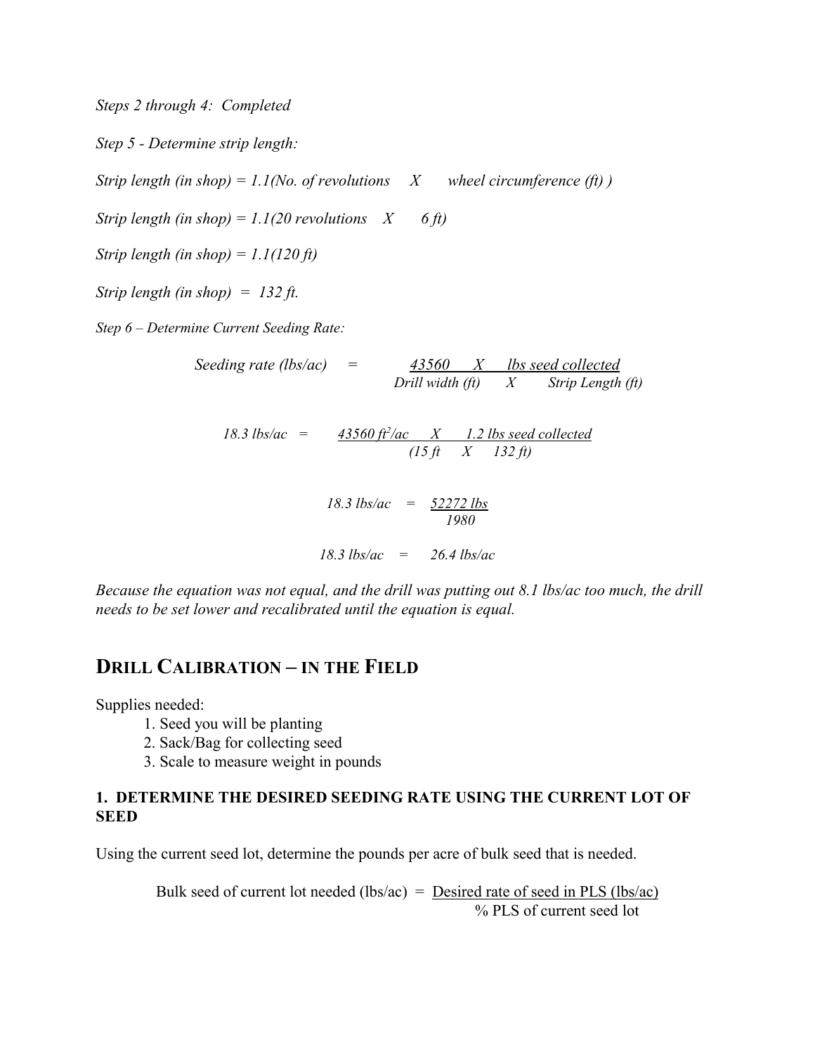*Steps 2 through 4: Completed*

*Step 5 - Determine strip length:*

*Strip length (in shop) = 1.1(No. of revolutions X wheel circumference (ft) )*

*Strip length (in shop) = 1.1(20 revolutions X 6 ft)*

*Strip length (in shop) = 1.1(120 ft)*

*Strip length (in shop) = 132 ft.*

*Step 6 – Determine Current Seeding Rate:*

$$\text{Seeding rate (lbs/ac)} = \frac{43560 \times \text{lbs seed collected}}{\text{Drill width (ft)} \times \text{Strip Length (ft)}}$$

$$18.3 \text{ lbs/ac} = \frac{43560 \text{ ft}^2\text{/ac} \times 1.2 \text{ lbs seed collected}}{(15 \text{ ft} \times 132 \text{ ft})}$$

$$18.3 \text{ lbs/ac} = \frac{52272 \text{ lbs}}{1980}$$

$$18.3 \text{ lbs/ac} = 26.4 \text{ lbs/ac}$$

*Because the equation was not equal, and the drill was putting out 8.1 lbs/ac too much, the drill needs to be set lower and recalibrated until the equation is equal.*

## Drill Calibration – in the Field

Supplies needed:

1. Seed you will be planting
2. Sack/Bag for collecting seed
3. Scale to measure weight in pounds

### 1. DETERMINE THE DESIRED SEEDING RATE USING THE CURRENT LOT OF SEED

Using the current seed lot, determine the pounds per acre of bulk seed that is needed.

$$\text{Bulk seed of current lot needed (lbs/ac)} = \frac{\text{Desired rate of seed in PLS (lbs/ac)}}{\text{\% PLS of current seed lot}}$$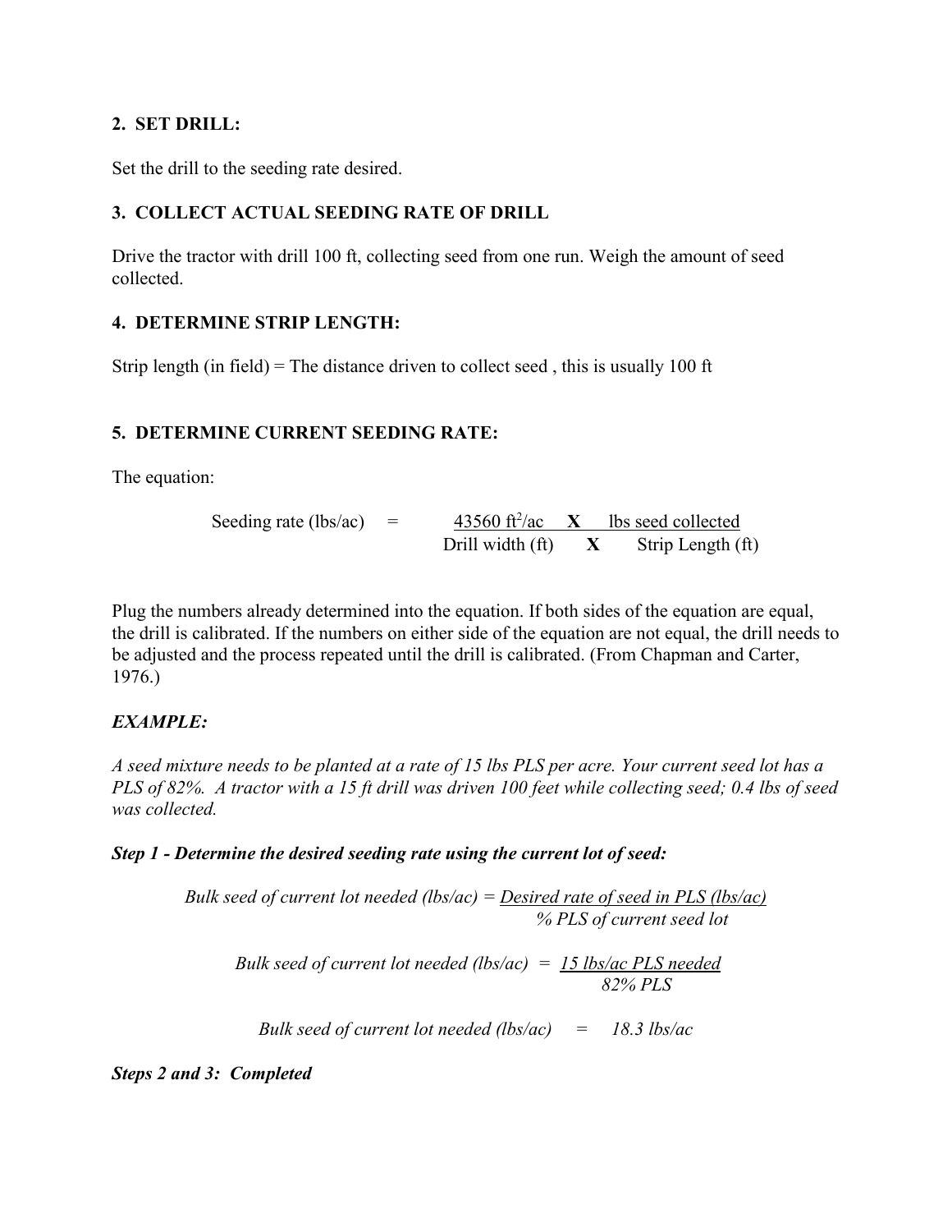**2. SET DRILL:**

Set the drill to the seeding rate desired.

**3. COLLECT ACTUAL SEEDING RATE OF DRILL**

Drive the tractor with drill 100 ft, collecting seed from one run. Weigh the amount of seed collected.

**4. DETERMINE STRIP LENGTH:**

Strip length (in field) = The distance driven to collect seed , this is usually 100 ft

**5. DETERMINE CURRENT SEEDING RATE:**

The equation:

$$\text{Seeding rate (lbs/ac)} = \frac{43560 \text{ ft}^2\text{/ac} \;\mathbf{X}\; \text{lbs seed collected}}{\text{Drill width (ft)} \;\mathbf{X}\; \text{Strip Length (ft)}}$$

Plug the numbers already determined into the equation. If both sides of the equation are equal, the drill is calibrated. If the numbers on either side of the equation are not equal, the drill needs to be adjusted and the process repeated until the drill is calibrated. (From Chapman and Carter, 1976.)

***EXAMPLE:***

*A seed mixture needs to be planted at a rate of 15 lbs PLS per acre. Your current seed lot has a PLS of 82%. A tractor with a 15 ft drill was driven 100 feet while collecting seed; 0.4 lbs of seed was collected.*

***Step 1 - Determine the desired seeding rate using the current lot of seed:***

$$\textit{Bulk seed of current lot needed (lbs/ac)} = \frac{\textit{Desired rate of seed in PLS (lbs/ac)}}{\textit{\% PLS of current seed lot}}$$

$$\textit{Bulk seed of current lot needed (lbs/ac)} = \frac{\textit{15 lbs/ac PLS needed}}{\textit{82\% PLS}}$$

$$\textit{Bulk seed of current lot needed (lbs/ac)} = \textit{18.3 lbs/ac}$$

***Steps 2 and 3: Completed***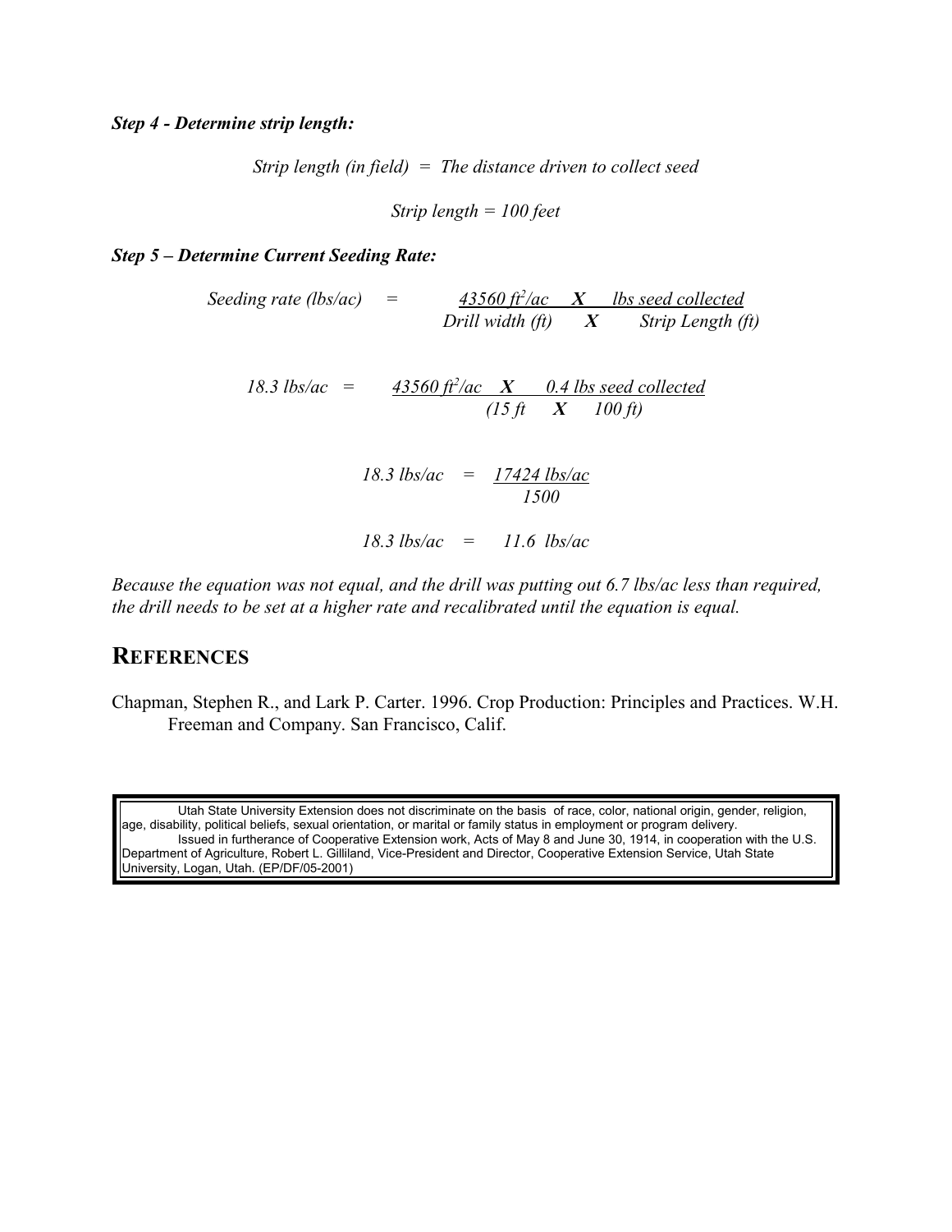***Step 4 - Determine strip length:***

*Strip length (in field) = The distance driven to collect seed*

*Strip length = 100 feet*

***Step 5 – Determine Current Seeding Rate:***

$$\text{Seeding rate (lbs/ac)} = \frac{43560\ ft^2/ac \ \mathbf{X}\ \text{lbs seed collected}}{\text{Drill width (ft)}\ \mathbf{X}\ \text{Strip Length (ft)}}$$

$$18.3\ lbs/ac = \frac{43560\ ft^2/ac \ \mathbf{X}\ 0.4\ \text{lbs seed collected}}{(15\ ft \ \mathbf{X}\ 100\ ft)}$$

$$18.3\ lbs/ac = \frac{17424\ lbs/ac}{1500}$$

$$18.3\ lbs/ac = 11.6\ lbs/ac$$

*Because the equation was not equal, and the drill was putting out 6.7 lbs/ac less than required, the drill needs to be set at a higher rate and recalibrated until the equation is equal.*

## REFERENCES

Chapman, Stephen R., and Lark P. Carter. 1996. Crop Production: Principles and Practices. W.H. Freeman and Company. San Francisco, Calif.

Utah State University Extension does not discriminate on the basis of race, color, national origin, gender, religion, age, disability, political beliefs, sexual orientation, or marital or family status in employment or program delivery.

Issued in furtherance of Cooperative Extension work, Acts of May 8 and June 30, 1914, in cooperation with the U.S. Department of Agriculture, Robert L. Gilliland, Vice-President and Director, Cooperative Extension Service, Utah State University, Logan, Utah. (EP/DF/05-2001)